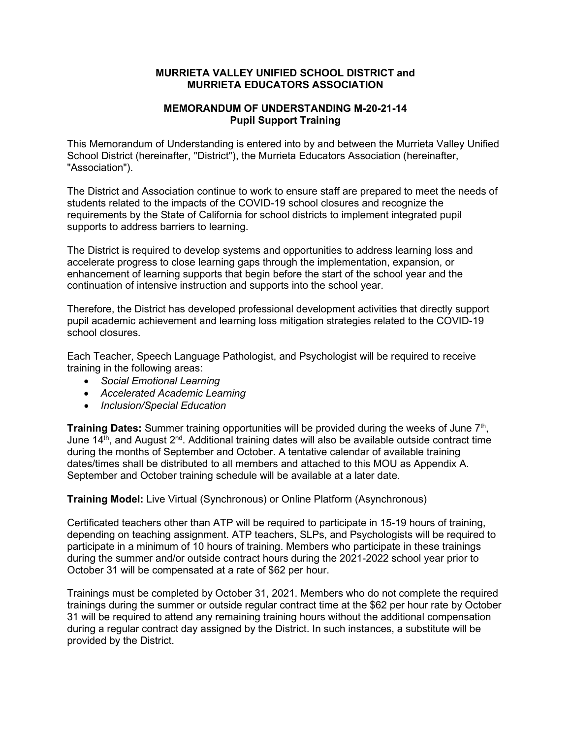**MURRIETA VALLEY UNIFIED SCHOOL DISTRICT and MURRIETA EDUCATORS ASSOCIATION**

**MEMORANDUM OF UNDERSTANDING M-20-21-14**
**Pupil Support Training**

This Memorandum of Understanding is entered into by and between the Murrieta Valley Unified School District (hereinafter, "District"), the Murrieta Educators Association (hereinafter, "Association").

The District and Association continue to work to ensure staff are prepared to meet the needs of students related to the impacts of the COVID-19 school closures and recognize the requirements by the State of California for school districts to implement integrated pupil supports to address barriers to learning.

The District is required to develop systems and opportunities to address learning loss and accelerate progress to close learning gaps through the implementation, expansion, or enhancement of learning supports that begin before the start of the school year and the continuation of intensive instruction and supports into the school year.

Therefore, the District has developed professional development activities that directly support pupil academic achievement and learning loss mitigation strategies related to the COVID-19 school closures.

Each Teacher, Speech Language Pathologist, and Psychologist will be required to receive training in the following areas:

- *Social Emotional Learning*
- *Accelerated Academic Learning*
- *Inclusion/Special Education*

**Training Dates:** Summer training opportunities will be provided during the weeks of June 7th, June 14th, and August 2nd. Additional training dates will also be available outside contract time during the months of September and October. A tentative calendar of available training dates/times shall be distributed to all members and attached to this MOU as Appendix A. September and October training schedule will be available at a later date.

**Training Model:** Live Virtual (Synchronous) or Online Platform (Asynchronous)

Certificated teachers other than ATP will be required to participate in 15-19 hours of training, depending on teaching assignment. ATP teachers, SLPs, and Psychologists will be required to participate in a minimum of 10 hours of training. Members who participate in these trainings during the summer and/or outside contract hours during the 2021-2022 school year prior to October 31 will be compensated at a rate of $62 per hour.

Trainings must be completed by October 31, 2021. Members who do not complete the required trainings during the summer or outside regular contract time at the $62 per hour rate by October 31 will be required to attend any remaining training hours without the additional compensation during a regular contract day assigned by the District. In such instances, a substitute will be provided by the District.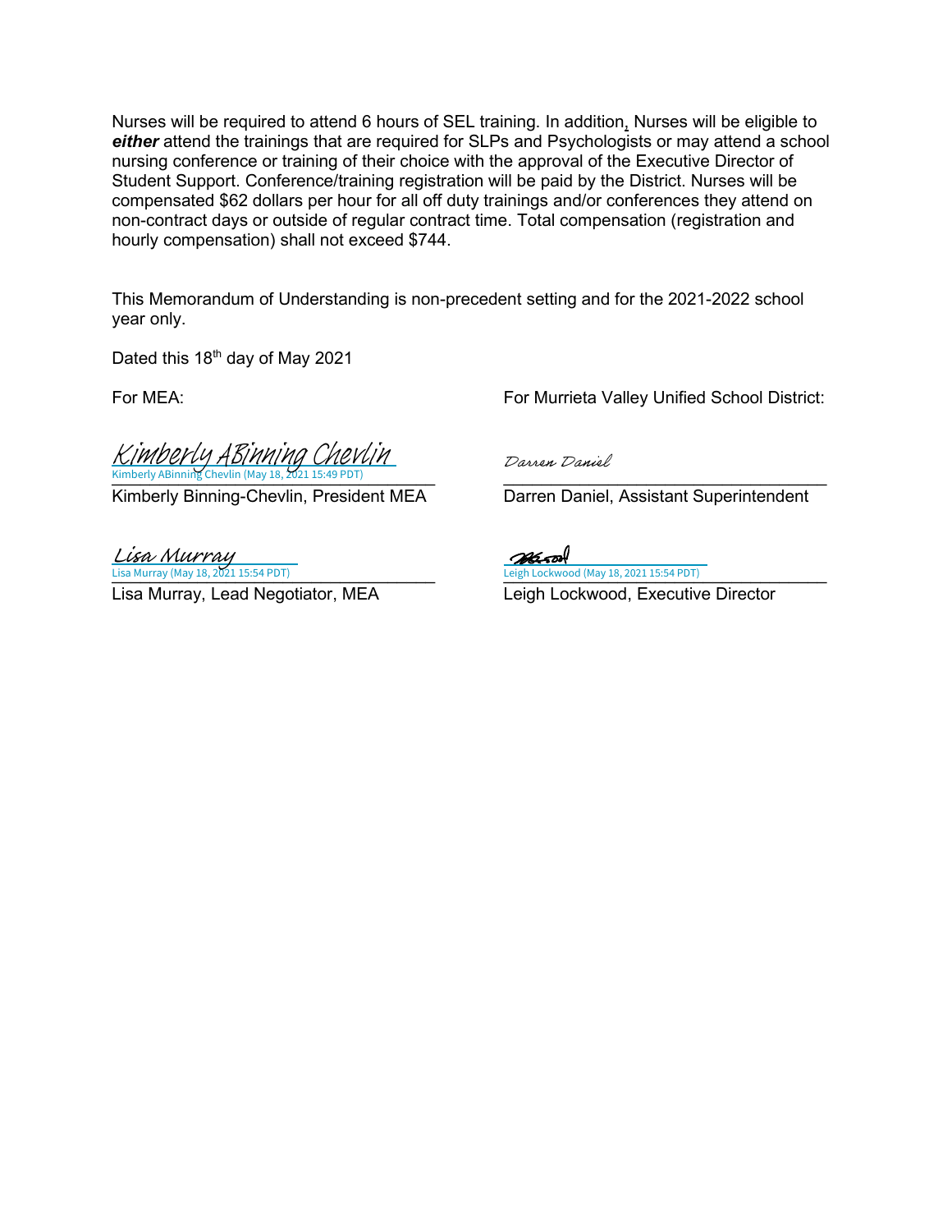Nurses will be required to attend 6 hours of SEL training. In addition, Nurses will be eligible to ***either*** attend the trainings that are required for SLPs and Psychologists or may attend a school nursing conference or training of their choice with the approval of the Executive Director of Student Support. Conference/training registration will be paid by the District. Nurses will be compensated $62 dollars per hour for all off duty trainings and/or conferences they attend on non-contract days or outside of regular contract time. Total compensation (registration and hourly compensation) shall not exceed $744.

This Memorandum of Understanding is non-precedent setting and for the 2021-2022 school year only.

Dated this 18th day of May 2021

For MEA:

Kimberly ABinning Chevlin
Kimberly ABinning Chevlin (May 18, 2021 15:49 PDT)

Kimberly Binning-Chevlin, President MEA

Lisa Murray
Lisa Murray (May 18, 2021 15:54 PDT)

Lisa Murray, Lead Negotiator, MEA

For Murrieta Valley Unified School District:

Darren Daniel

Darren Daniel, Assistant Superintendent

Leigh Lockwood (May 18, 2021 15:54 PDT)

Leigh Lockwood, Executive Director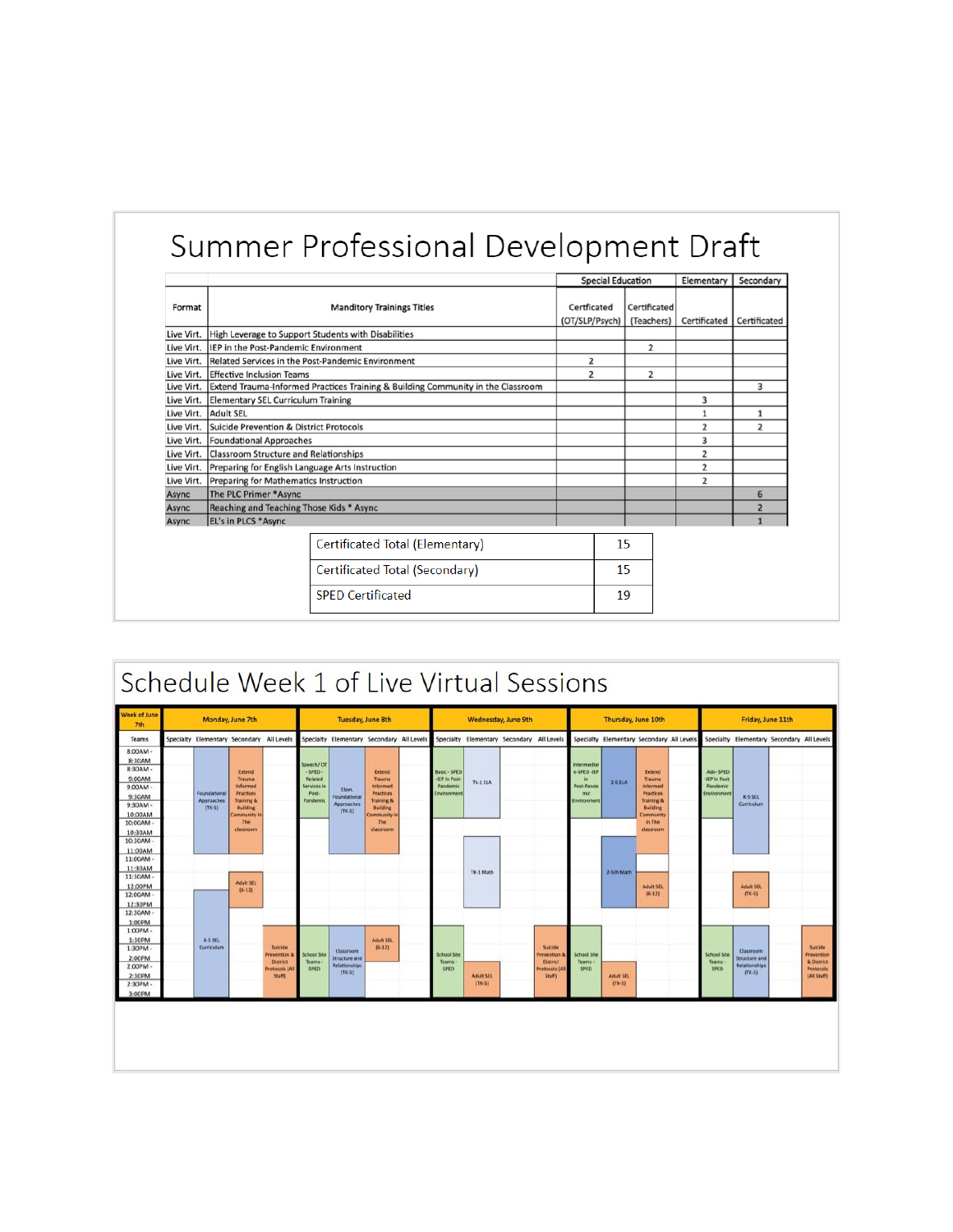# Summer Professional Development Draft

| Format | Manditory Trainings Titles | Special Education: Certficated (OT/SLP/Psych) | Special Education: Certificated (Teachers) | Elementary: Certificated | Secondary: Certificated |
|---|---|---|---|---|---|
| Live Virt. | High Leverage to Support Students with Disabilities | | | | |
| Live Virt. | IEP in the Post-Pandemic Environment | | 2 | | |
| Live Virt. | Related Services in the Post-Pandemic Environment | 2 | | | |
| Live Virt. | Effective Inclusion Teams | 2 | 2 | | |
| Live Virt. | Extend Trauma-Informed Practices Training & Building Community in the Classroom | | | | 3 |
| Live Virt. | Elementary SEL Curriculum Training | | | 3 | |
| Live Virt. | Adult SEL | | | 1 | 1 |
| Live Virt. | Suicide Prevention & District Protocols | | | 2 | 2 |
| Live Virt. | Foundational Approaches | | | 3 | |
| Live Virt. | Classroom Structure and Relationships | | | 2 | |
| Live Virt. | Preparing for English Language Arts Instruction | | | 2 | |
| Live Virt. | Preparing for Mathematics Instruction | | | 2 | |
| Async | The PLC Primer *Async | | | | 6 |
| Async | Reaching and Teaching Those Kids * Async | | | | 2 |
| Async | EL's in PLCS *Async | | | | 1 |

| | |
|---|---|
| Certificated Total (Elementary) | 15 |
| Certificated Total (Secondary) | 15 |
| SPED Certificated | 19 |

# Schedule Week 1 of Live Virtual Sessions

Week of June 7th — Teams (8:00AM – 3:00PM, 30-minute blocks)

| Day | Specialty | Elementary | Secondary | All Levels |
|---|---|---|---|---|
| Monday, June 7th | | Foundational Approaches (TK-5); K-5 SEL Curriculum | Extend Trauma Informed Practices Training & Building Community in The classroom; Adult SEL (6-12) | Suicide Prevention & District Protocols (All Staff) |
| Tuesday, June 8th | Speech/ OT - SPED - Related Services in Post-Pandemic; School Site Teams - SPED | Elem. Foundational Approaches (TK-5); Classroom Structure and Relationships (TK-5) | Extend Trauma Informed Practices Training & Building Community in The classroom; Adult SEL (6-12) | |
| Wednesday, June 9th | Basic - SPED -IEP in Post-Pandemic Environment; School Site Teams - SPED | TK-1 ELA; TK-1 Math; Adult SEL (TK-5) | | Suicide Prevention & District Protocols (All Staff) |
| Thursday, June 10th | Intermediate - SPED - IEP in Post-Pandemic Environment; School Site Teams - SPED | 2-5 ELA; 2-5th Math; Adult SEL (TK-5) | Extend Trauma informed Practices Training & Building Community in The classroom; Adult SEL (6-12) | |
| Friday, June 11th | Adv- SPED -IEP in Post Pandemic Environment; School Site Teams - SPED | K-5 SEL Curriculum; Adult SEL (TK-5); Classroom Structure and Relationships (TK-5) | | Suicide Prevention & District Protocols (All Staff) |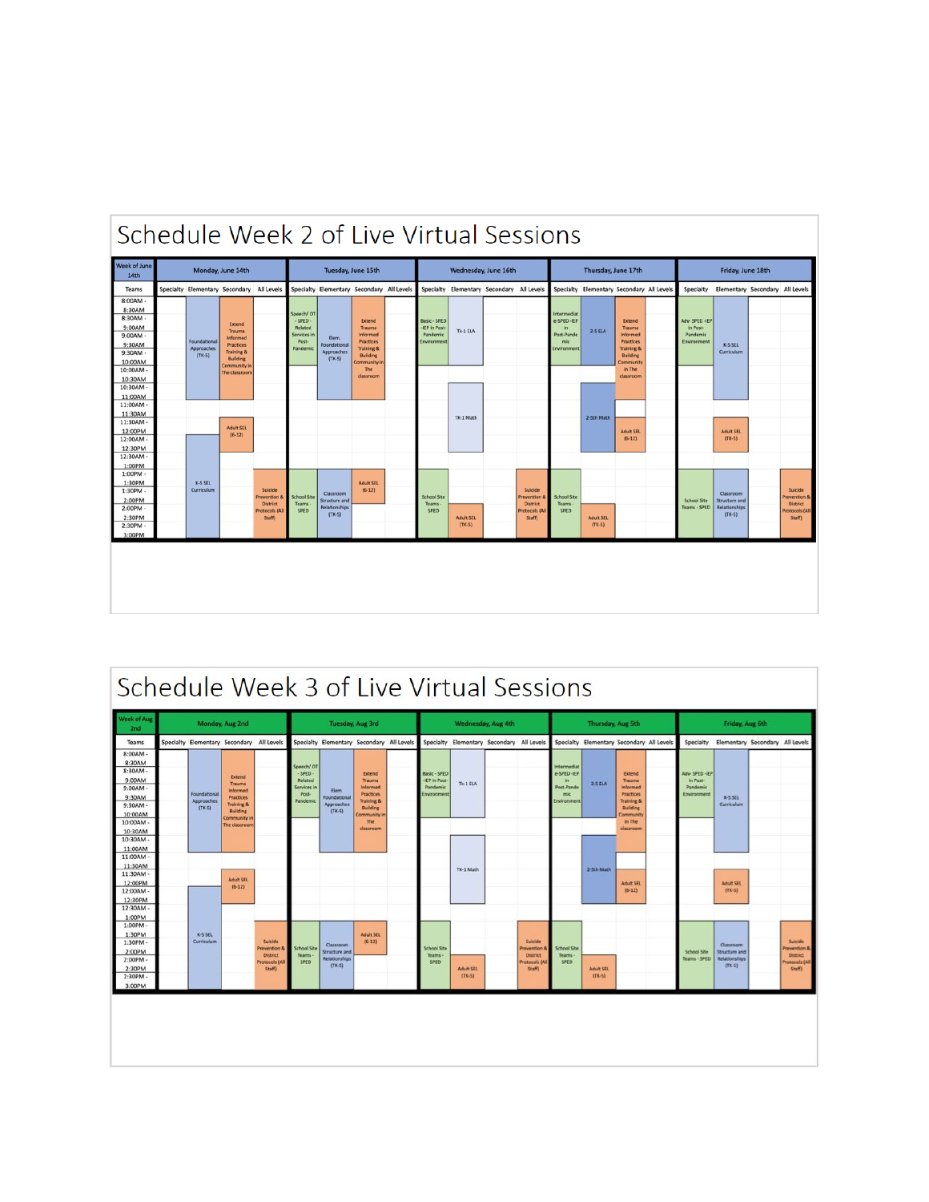# Schedule Week 2 of Live Virtual Sessions

| Week of June 14th | Monday, June 14th | | | | Tuesday, June 15th | | | | Wednesday, June 16th | | | | Thursday, June 17th | | | | Friday, June 18th | | | |
|---|---|---|---|---|---|---|---|---|---|---|---|---|---|---|---|---|---|---|---|---|
| Teams | Specialty | Elementary | Secondary | All Levels | Specialty | Elementary | Secondary | All Levels | Specialty | Elementary | Secondary | All Levels | Specialty | Elementary | Secondary | All Levels | Specialty | Elementary | Secondary | All Levels |
| 8:00AM - 8:30AM | | | | | | | | | | | | | | | | | | | | |
| 8:30AM - 9:00AM | | Foundational Approaches (TK-5) | Extend Trauma Informed Practices Training & Building Community in The classroom | | Speech/ OT - SPED - Related Services in Post-Pandemic | Elem. Foundational Approaches (TK-5) | Extend Trauma Informed Practices Training & Building Community in The classroom | | Basic - SPED -IEP in Post-Pandemic Environment | TK-1 ELA | | | Intermediate-SPED-IEP in Post-Pandemic Environment | 2-5 ELA | Extend Trauma Informed Practices Training & Building Community in The classroom | | Adv- SPED -IEP in Post-Pandemic Environment | K-5 SEL Curriculum | | |
| 9:00AM - 9:30AM | | | | | | | | | | | | | | | | | | | | |
| 9:30AM - 10:00AM | | | | | | | | | | | | | | | | | | | | |
| 10:00AM - 10:30AM | | | | | | | | | | | | | | | | | | | | |
| 10:30AM - 11:00AM | | | | | | | | | | TK-1 Math | | | | 2-5th Math | | | | | | |
| 11:00AM - 11:30AM | | | | | | | | | | | | | | | Adult SEL (6-12) | | | | | |
| 11:30AM - 12:00PM | | | Adult SEL (6-12) | | | | | | | | | | | | | | | Adult SEL (TK-5) | | |
| 12:00AM - 12:30PM | | K-5 SEL Curriculum | | | | | | | | | | | | | | | | | | |
| 12:30AM - 1:00PM | | | | | | | | | | | | | | | | | | | | |
| 1:00PM - 1:30PM | | | | | School Site Teams - SPED | Classroom Structure and Relationships (TK-5) | Adult SEL (6-12) | | School Site Teams - SPED | | | Suicide Prevention & District Protocols (All Staff) | School Site Teams - SPED | | | | School Site Teams - SPED | Classroom Structure and Relationships (TK-5) | | Suicide Prevention & District Protocols (All Staff) |
| 1:30PM - 2:00PM | | | | Suicide Prevention & District Protocols (All Staff) | | | | | | | | | | | | | | | | |
| 2:00PM - 2:30PM | | | | | | | | | | Adult SEL (TK-5) | | | | Adult SEL (TK-5) | | | | | | |
| 2:30PM - 3:00PM | | | | | | | | | | | | | | | | | | | | |

# Schedule Week 3 of Live Virtual Sessions

| Week of Aug 2nd | Monday, Aug 2nd | | | | Tuesday, Aug 3rd | | | | Wednesday, Aug 4th | | | | Thursday, Aug 5th | | | | Friday, Aug 6th | | | |
|---|---|---|---|---|---|---|---|---|---|---|---|---|---|---|---|---|---|---|---|---|
| Teams | Specialty | Elementary | Secondary | All Levels | Specialty | Elementary | Secondary | All Levels | Specialty | Elementary | Secondary | All Levels | Specialty | Elementary | Secondary | All Levels | Specialty | Elementary | Secondary | All Levels |
| 8:00AM - 8:30AM | | | | | | | | | | | | | | | | | | | | |
| 8:30AM - 9:00AM | | Foundational Approaches (TK-5) | Extend Trauma Informed Practices Training & Building Community in The classroom | | Speech/ OT - SPED - Related Services in Post-Pandemic | Elem. Foundational Approaches (TK-5) | Extend Trauma Informed Practices Training & Building Community in The classroom | | Basic - SPED -IEP in Post-Pandemic Environment | TK-1 ELA | | | Intermediate-SPED-IEP in Post-Pandemic Environment | 2-5 ELA | Extend Trauma Informed Practices Training & Building Community in The classroom | | Adv- SPED -IEP in Post-Pandemic Environment | K-5 SEL Curriculum | | |
| 9:00AM - 9:30AM | | | | | | | | | | | | | | | | | | | | |
| 9:30AM - 10:00AM | | | | | | | | | | | | | | | | | | | | |
| 10:00AM - 10:30AM | | | | | | | | | | | | | | | | | | | | |
| 10:30AM - 11:00AM | | | | | | | | | | TK-1 Math | | | | 2-5th Math | | | | | | |
| 11:00AM - 11:30AM | | | | | | | | | | | | | | | Adult SEL (6-12) | | | | | |
| 11:30AM - 12:00PM | | | Adult SEL (6-12) | | | | | | | | | | | | | | | Adult SEL (TK-5) | | |
| 12:00AM - 12:30PM | | K-5 SEL Curriculum | | | | | | | | | | | | | | | | | | |
| 12:30AM - 1:00PM | | | | | | | | | | | | | | | | | | | | |
| 1:00PM - 1:30PM | | | | | School Site Teams - SPED | Classroom Structure and Relationships (TK-5) | Adult SEL (6-12) | | School Site Teams - SPED | | | Suicide Prevention & District Protocols (All Staff) | School Site Teams - SPED | | | | School Site Teams - SPED | Classroom Structure and Relationships (TK-5) | | Suicide Prevention & District Protocols (All Staff) |
| 1:30PM - 2:00PM | | | | Suicide Prevention & District Protocols (All Staff) | | | | | | | | | | | | | | | | |
| 2:00PM - 2:30PM | | | | | | | | | | Adult SEL (TK-5) | | | | Adult SEL (TK-5) | | | | | | |
| 2:30PM - 3:00PM | | | | | | | | | | | | | | | | | | | | |